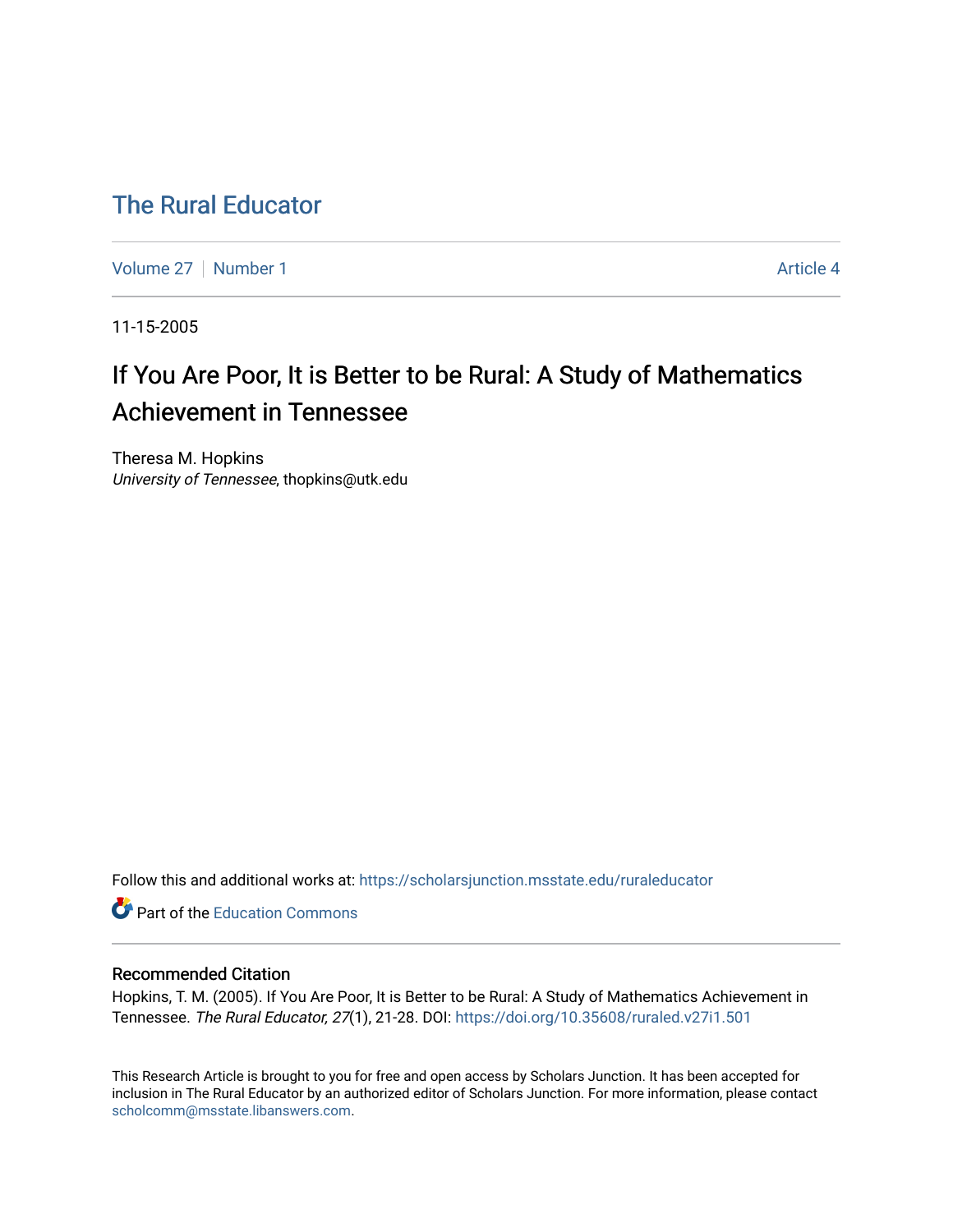# The Rural Educator

Volume 27 | Number 1 Article 4

11-15-2005

## If You Are Poor, It is Better to be Rural: A Study of Mathematics Achievement in Tennessee

Theresa M. Hopkins
*University of Tennessee*, thopkins@utk.edu

Follow this and additional works at: https://scholarsjunction.msstate.edu/ruraleducator

Part of the Education Commons

### Recommended Citation

Hopkins, T. M. (2005). If You Are Poor, It is Better to be Rural: A Study of Mathematics Achievement in Tennessee. *The Rural Educator, 27*(1), 21-28. DOI: https://doi.org/10.35608/ruraled.v27i1.501

This Research Article is brought to you for free and open access by Scholars Junction. It has been accepted for inclusion in The Rural Educator by an authorized editor of Scholars Junction. For more information, please contact scholcomm@msstate.libanswers.com.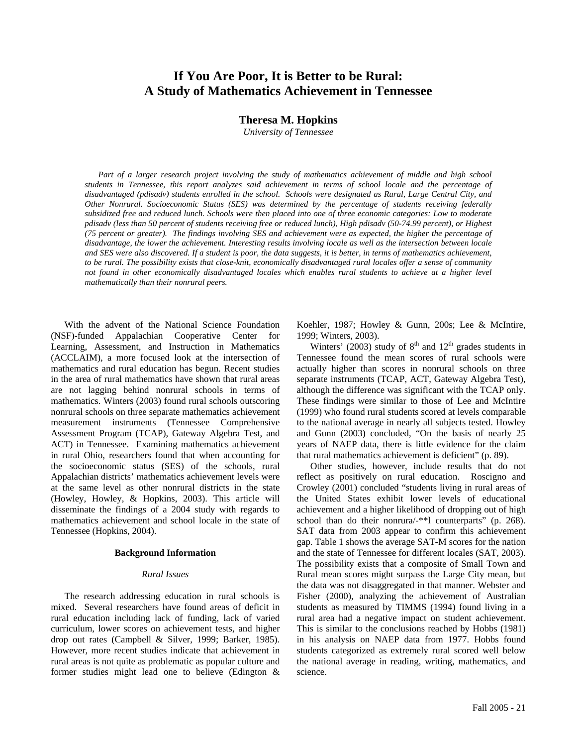# If You Are Poor, It is Better to be Rural: A Study of Mathematics Achievement in Tennessee

**Theresa M. Hopkins**
*University of Tennessee*

*Part of a larger research project involving the study of mathematics achievement of middle and high school students in Tennessee, this report analyzes said achievement in terms of school locale and the percentage of disadvantaged (pdisadv) students enrolled in the school. Schools were designated as Rural, Large Central City, and Other Nonrural. Socioeconomic Status (SES) was determined by the percentage of students receiving federally subsidized free and reduced lunch. Schools were then placed into one of three economic categories: Low to moderate pdisadv (less than 50 percent of students receiving free or reduced lunch), High pdisadv (50-74.99 percent), or Highest (75 percent or greater). The findings involving SES and achievement were as expected, the higher the percentage of disadvantage, the lower the achievement. Interesting results involving locale as well as the intersection between locale and SES were also discovered. If a student is poor, the data suggests, it is better, in terms of mathematics achievement, to be rural. The possibility exists that close-knit, economically disadvantaged rural locales offer a sense of community not found in other economically disadvantaged locales which enables rural students to achieve at a higher level mathematically than their nonrural peers.*

With the advent of the National Science Foundation (NSF)-funded Appalachian Cooperative Center for Learning, Assessment, and Instruction in Mathematics (ACCLAIM), a more focused look at the intersection of mathematics and rural education has begun. Recent studies in the area of rural mathematics have shown that rural areas are not lagging behind nonrural schools in terms of mathematics. Winters (2003) found rural schools outscoring nonrural schools on three separate mathematics achievement measurement instruments (Tennessee Comprehensive Assessment Program (TCAP), Gateway Algebra Test, and ACT) in Tennessee. Examining mathematics achievement in rural Ohio, researchers found that when accounting for the socioeconomic status (SES) of the schools, rural Appalachian districts' mathematics achievement levels were at the same level as other nonrural districts in the state (Howley, Howley, & Hopkins, 2003). This article will disseminate the findings of a 2004 study with regards to mathematics achievement and school locale in the state of Tennessee (Hopkins, 2004).

## Background Information

### *Rural Issues*

The research addressing education in rural schools is mixed. Several researchers have found areas of deficit in rural education including lack of funding, lack of varied curriculum, lower scores on achievement tests, and higher drop out rates (Campbell & Silver, 1999; Barker, 1985). However, more recent studies indicate that achievement in rural areas is not quite as problematic as popular culture and former studies might lead one to believe (Edington & Koehler, 1987; Howley & Gunn, 200s; Lee & McIntire, 1999; Winters, 2003).

Winters' (2003) study of 8th and 12th grades students in Tennessee found the mean scores of rural schools were actually higher than scores in nonrural schools on three separate instruments (TCAP, ACT, Gateway Algebra Test), although the difference was significant with the TCAP only. These findings were similar to those of Lee and McIntire (1999) who found rural students scored at levels comparable to the national average in nearly all subjects tested. Howley and Gunn (2003) concluded, "On the basis of nearly 25 years of NAEP data, there is little evidence for the claim that rural mathematics achievement is deficient" (p. 89).

Other studies, however, include results that do not reflect as positively on rural education. Roscigno and Crowley (2001) concluded "students living in rural areas of the United States exhibit lower levels of educational achievement and a higher likelihood of dropping out of high school than do their nonrura/-**l counterparts" (p. 268). SAT data from 2003 appear to confirm this achievement gap. Table 1 shows the average SAT-M scores for the nation and the state of Tennessee for different locales (SAT, 2003). The possibility exists that a composite of Small Town and Rural mean scores might surpass the Large City mean, but the data was not disaggregated in that manner. Webster and Fisher (2000), analyzing the achievement of Australian students as measured by TIMMS (1994) found living in a rural area had a negative impact on student achievement. This is similar to the conclusions reached by Hobbs (1981) in his analysis on NAEP data from 1977. Hobbs found students categorized as extremely rural scored well below the national average in reading, writing, mathematics, and science.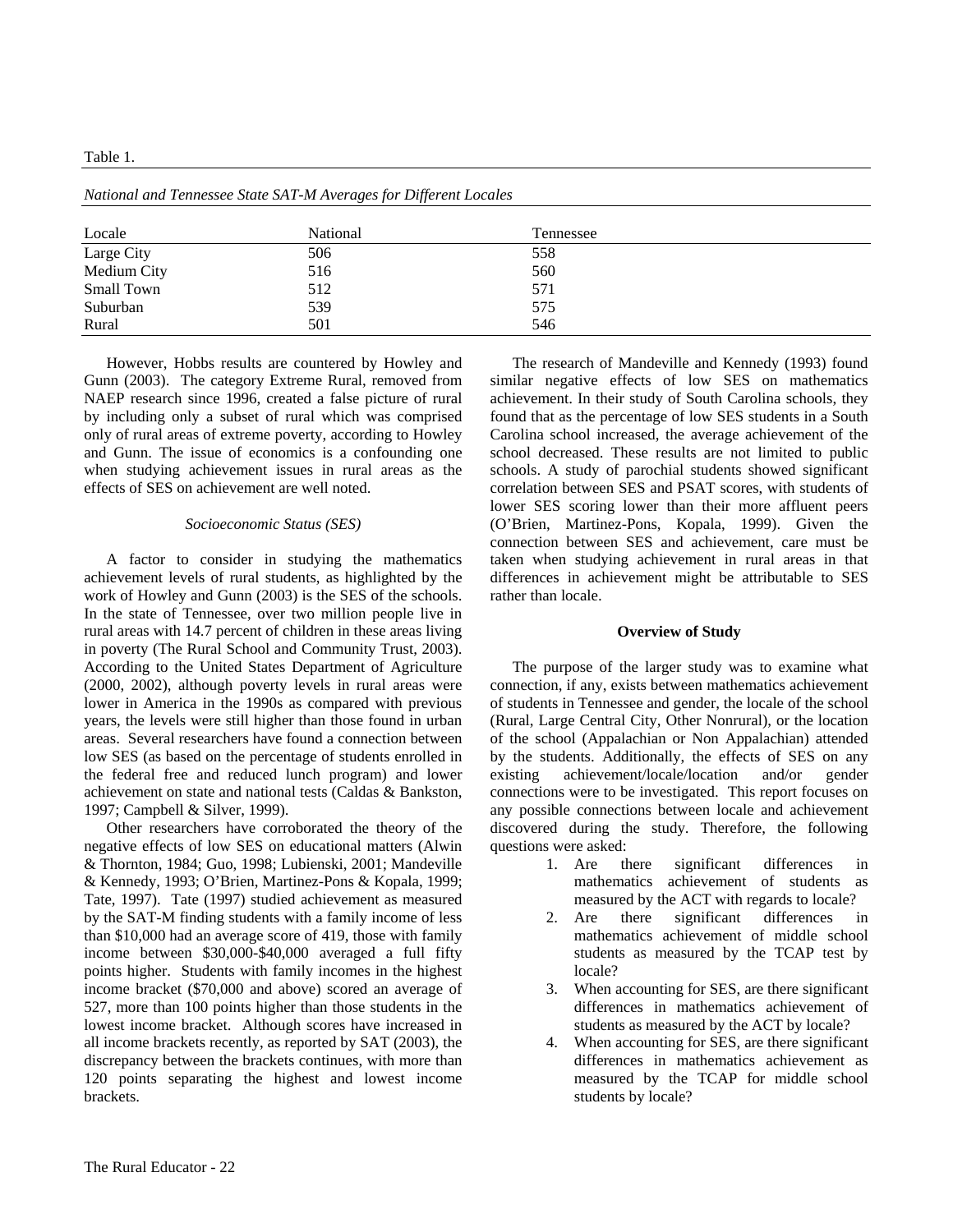Table 1.

*National and Tennessee State SAT-M Averages for Different Locales*

| Locale | National | Tennessee |
|---|---|---|
| Large City | 506 | 558 |
| Medium City | 516 | 560 |
| Small Town | 512 | 571 |
| Suburban | 539 | 575 |
| Rural | 501 | 546 |

However, Hobbs results are countered by Howley and Gunn (2003). The category Extreme Rural, removed from NAEP research since 1996, created a false picture of rural by including only a subset of rural which was comprised only of rural areas of extreme poverty, according to Howley and Gunn. The issue of economics is a confounding one when studying achievement issues in rural areas as the effects of SES on achievement are well noted.

*Socioeconomic Status (SES)*

A factor to consider in studying the mathematics achievement levels of rural students, as highlighted by the work of Howley and Gunn (2003) is the SES of the schools. In the state of Tennessee, over two million people live in rural areas with 14.7 percent of children in these areas living in poverty (The Rural School and Community Trust, 2003). According to the United States Department of Agriculture (2000, 2002), although poverty levels in rural areas were lower in America in the 1990s as compared with previous years, the levels were still higher than those found in urban areas. Several researchers have found a connection between low SES (as based on the percentage of students enrolled in the federal free and reduced lunch program) and lower achievement on state and national tests (Caldas & Bankston, 1997; Campbell & Silver, 1999).

Other researchers have corroborated the theory of the negative effects of low SES on educational matters (Alwin & Thornton, 1984; Guo, 1998; Lubienski, 2001; Mandeville & Kennedy, 1993; O'Brien, Martinez-Pons & Kopala, 1999; Tate, 1997). Tate (1997) studied achievement as measured by the SAT-M finding students with a family income of less than $10,000 had an average score of 419, those with family income between $30,000-$40,000 averaged a full fifty points higher. Students with family incomes in the highest income bracket ($70,000 and above) scored an average of 527, more than 100 points higher than those students in the lowest income bracket. Although scores have increased in all income brackets recently, as reported by SAT (2003), the discrepancy between the brackets continues, with more than 120 points separating the highest and lowest income brackets.

The research of Mandeville and Kennedy (1993) found similar negative effects of low SES on mathematics achievement. In their study of South Carolina schools, they found that as the percentage of low SES students in a South Carolina school increased, the average achievement of the school decreased. These results are not limited to public schools. A study of parochial students showed significant correlation between SES and PSAT scores, with students of lower SES scoring lower than their more affluent peers (O'Brien, Martinez-Pons, Kopala, 1999). Given the connection between SES and achievement, care must be taken when studying achievement in rural areas in that differences in achievement might be attributable to SES rather than locale.

## Overview of Study

The purpose of the larger study was to examine what connection, if any, exists between mathematics achievement of students in Tennessee and gender, the locale of the school (Rural, Large Central City, Other Nonrural), or the location of the school (Appalachian or Non Appalachian) attended by the students. Additionally, the effects of SES on any existing achievement/locale/location and/or gender connections were to be investigated. This report focuses on any possible connections between locale and achievement discovered during the study. Therefore, the following questions were asked:

1. Are there significant differences in mathematics achievement of students as measured by the ACT with regards to locale?
2. Are there significant differences in mathematics achievement of middle school students as measured by the TCAP test by locale?
3. When accounting for SES, are there significant differences in mathematics achievement of students as measured by the ACT by locale?
4. When accounting for SES, are there significant differences in mathematics achievement as measured by the TCAP for middle school students by locale?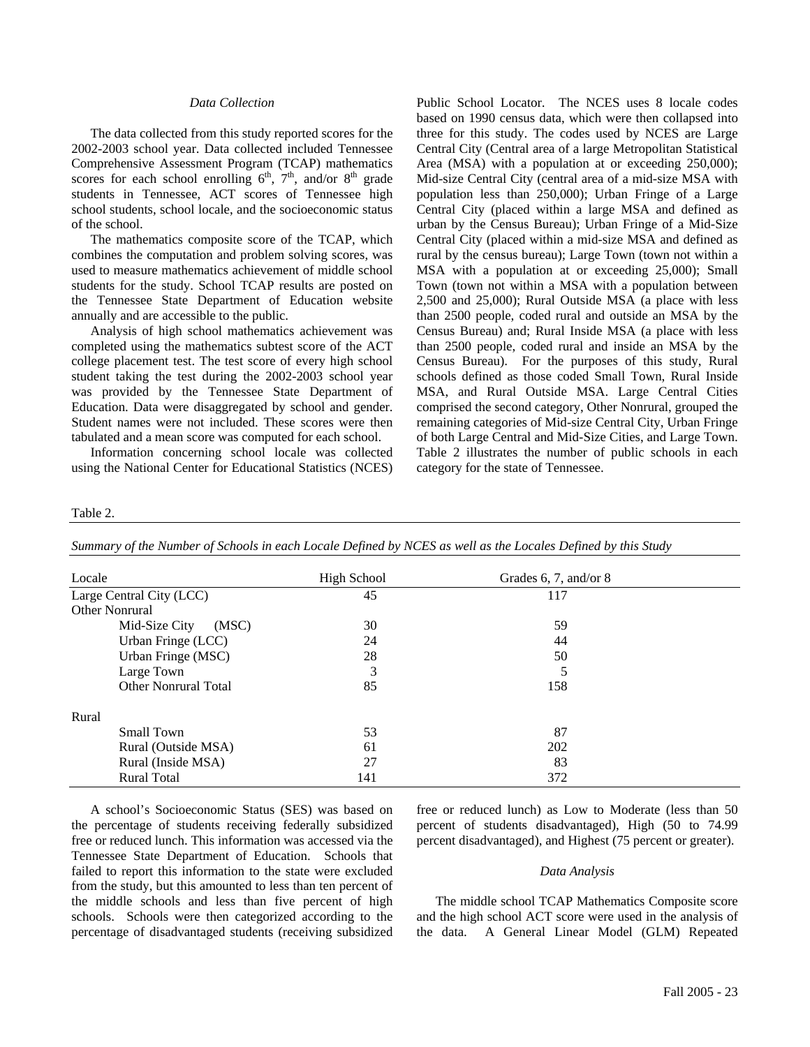### *Data Collection*

The data collected from this study reported scores for the 2002-2003 school year. Data collected included Tennessee Comprehensive Assessment Program (TCAP) mathematics scores for each school enrolling $6^{th}$, $7^{th}$, and/or $8^{th}$ grade students in Tennessee, ACT scores of Tennessee high school students, school locale, and the socioeconomic status of the school.

The mathematics composite score of the TCAP, which combines the computation and problem solving scores, was used to measure mathematics achievement of middle school students for the study. School TCAP results are posted on the Tennessee State Department of Education website annually and are accessible to the public.

Analysis of high school mathematics achievement was completed using the mathematics subtest score of the ACT college placement test. The test score of every high school student taking the test during the 2002-2003 school year was provided by the Tennessee State Department of Education. Data were disaggregated by school and gender. Student names were not included. These scores were then tabulated and a mean score was computed for each school.

Information concerning school locale was collected using the National Center for Educational Statistics (NCES) Public School Locator. The NCES uses 8 locale codes based on 1990 census data, which were then collapsed into three for this study. The codes used by NCES are Large Central City (Central area of a large Metropolitan Statistical Area (MSA) with a population at or exceeding 250,000); Mid-size Central City (central area of a mid-size MSA with population less than 250,000); Urban Fringe of a Large Central City (placed within a large MSA and defined as urban by the Census Bureau); Urban Fringe of a Mid-Size Central City (placed within a mid-size MSA and defined as rural by the census bureau); Large Town (town not within a MSA with a population at or exceeding 25,000); Small Town (town not within a MSA with a population between 2,500 and 25,000); Rural Outside MSA (a place with less than 2500 people, coded rural and outside an MSA by the Census Bureau) and; Rural Inside MSA (a place with less than 2500 people, coded rural and inside an MSA by the Census Bureau). For the purposes of this study, Rural schools defined as those coded Small Town, Rural Inside MSA, and Rural Outside MSA. Large Central Cities comprised the second category, Other Nonrural, grouped the remaining categories of Mid-size Central City, Urban Fringe of both Large Central and Mid-Size Cities, and Large Town. Table 2 illustrates the number of public schools in each category for the state of Tennessee.

Table 2.

*Summary of the Number of Schools in each Locale Defined by NCES as well as the Locales Defined by this Study*

| Locale | High School | Grades 6, 7, and/or 8 |
|---|---|---|
| Large Central City (LCC) | 45 | 117 |
| Other Nonrural | | |
| Mid-Size City (MSC) | 30 | 59 |
| Urban Fringe (LCC) | 24 | 44 |
| Urban Fringe (MSC) | 28 | 50 |
| Large Town | 3 | 5 |
| Other Nonrural Total | 85 | 158 |
| Rural | | |
| Small Town | 53 | 87 |
| Rural (Outside MSA) | 61 | 202 |
| Rural (Inside MSA) | 27 | 83 |
| Rural Total | 141 | 372 |

A school's Socioeconomic Status (SES) was based on the percentage of students receiving federally subsidized free or reduced lunch. This information was accessed via the Tennessee State Department of Education. Schools that failed to report this information to the state were excluded from the study, but this amounted to less than ten percent of the middle schools and less than five percent of high schools. Schools were then categorized according to the percentage of disadvantaged students (receiving subsidized free or reduced lunch) as Low to Moderate (less than 50 percent of students disadvantaged), High (50 to 74.99 percent disadvantaged), and Highest (75 percent or greater).

### *Data Analysis*

The middle school TCAP Mathematics Composite score and the high school ACT score were used in the analysis of the data. A General Linear Model (GLM) Repeated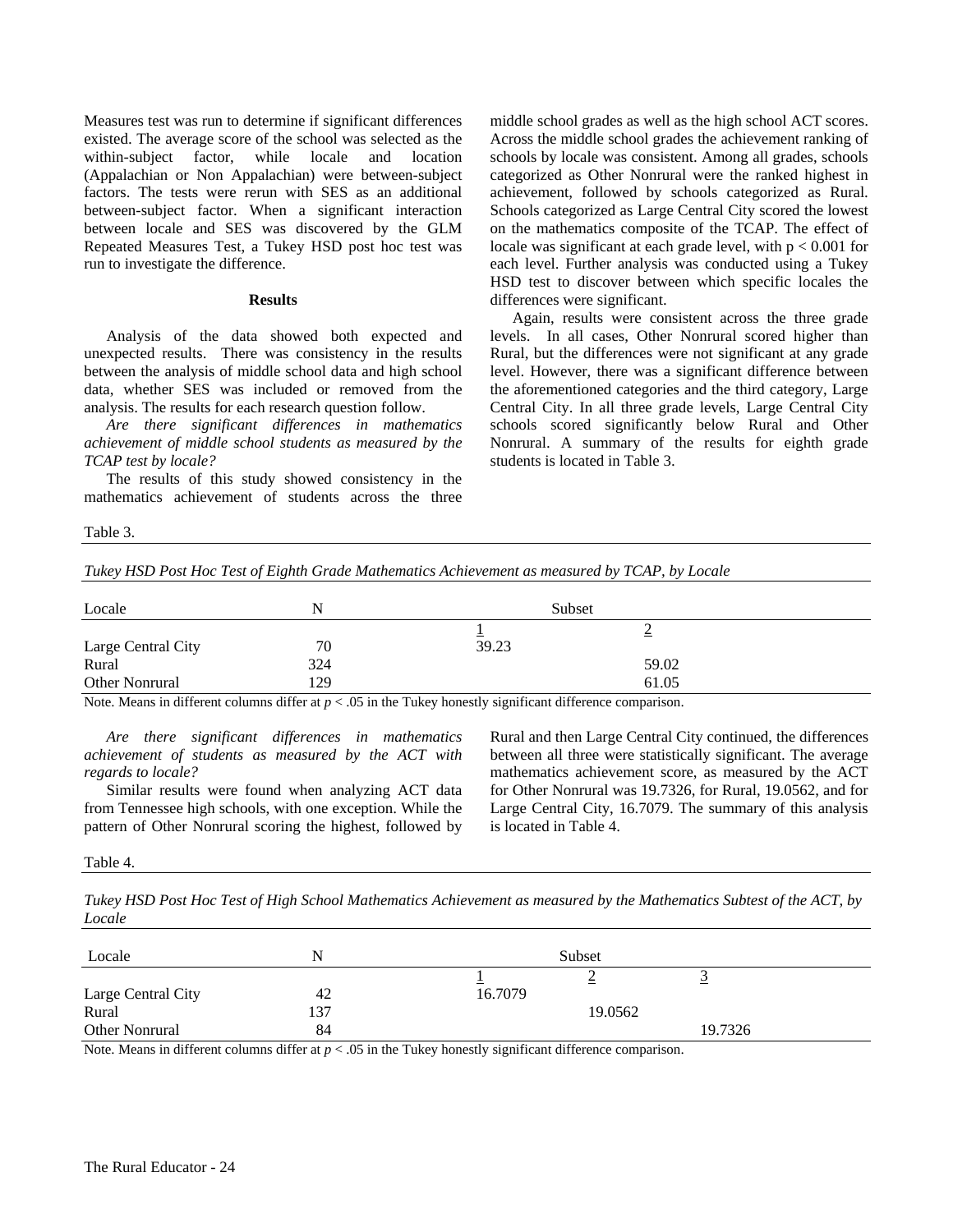Measures test was run to determine if significant differences existed. The average score of the school was selected as the within-subject factor, while locale and location (Appalachian or Non Appalachian) were between-subject factors. The tests were rerun with SES as an additional between-subject factor. When a significant interaction between locale and SES was discovered by the GLM Repeated Measures Test, a Tukey HSD post hoc test was run to investigate the difference.

## Results

Analysis of the data showed both expected and unexpected results. There was consistency in the results between the analysis of middle school data and high school data, whether SES was included or removed from the analysis. The results for each research question follow.

*Are there significant differences in mathematics achievement of middle school students as measured by the TCAP test by locale?*

The results of this study showed consistency in the mathematics achievement of students across the three middle school grades as well as the high school ACT scores. Across the middle school grades the achievement ranking of schools by locale was consistent. Among all grades, schools categorized as Other Nonrural were the ranked highest in achievement, followed by schools categorized as Rural. Schools categorized as Large Central City scored the lowest on the mathematics composite of the TCAP. The effect of locale was significant at each grade level, with $p < 0.001$ for each level. Further analysis was conducted using a Tukey HSD test to discover between which specific locales the differences were significant.

Again, results were consistent across the three grade levels. In all cases, Other Nonrural scored higher than Rural, but the differences were not significant at any grade level. However, there was a significant difference between the aforementioned categories and the third category, Large Central City. In all three grade levels, Large Central City schools scored significantly below Rural and Other Nonrural. A summary of the results for eighth grade students is located in Table 3.

Table 3.

*Tukey HSD Post Hoc Test of Eighth Grade Mathematics Achievement as measured by TCAP, by Locale*

| Locale | N | Subset | |
|---|---|---|---|
| | | 1 | 2 |
| Large Central City | 70 | 39.23 | |
| Rural | 324 | | 59.02 |
| Other Nonrural | 129 | | 61.05 |

Note. Means in different columns differ at $p < .05$ in the Tukey honestly significant difference comparison.

*Are there significant differences in mathematics achievement of students as measured by the ACT with regards to locale?*

Similar results were found when analyzing ACT data from Tennessee high schools, with one exception. While the pattern of Other Nonrural scoring the highest, followed by Rural and then Large Central City continued, the differences between all three were statistically significant. The average mathematics achievement score, as measured by the ACT for Other Nonrural was 19.7326, for Rural, 19.0562, and for Large Central City, 16.7079. The summary of this analysis is located in Table 4.

Table 4.

*Tukey HSD Post Hoc Test of High School Mathematics Achievement as measured by the Mathematics Subtest of the ACT, by Locale*

| Locale | N | Subset | | |
|---|---|---|---|---|
| | | 1 | 2 | 3 |
| Large Central City | 42 | 16.7079 | | |
| Rural | 137 | | 19.0562 | |
| Other Nonrural | 84 | | | 19.7326 |

Note. Means in different columns differ at $p < .05$ in the Tukey honestly significant difference comparison.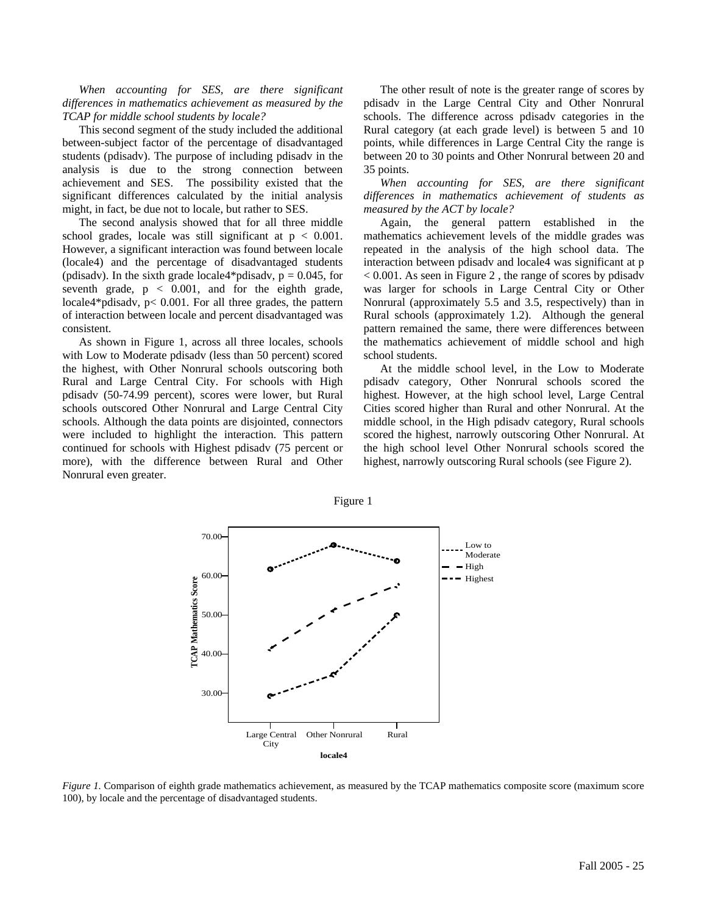*When accounting for SES, are there significant differences in mathematics achievement as measured by the TCAP for middle school students by locale?*

This second segment of the study included the additional between-subject factor of the percentage of disadvantaged students (pdisadv). The purpose of including pdisadv in the analysis is due to the strong connection between achievement and SES. The possibility existed that the significant differences calculated by the initial analysis might, in fact, be due not to locale, but rather to SES.

The second analysis showed that for all three middle school grades, locale was still significant at $p < 0.001$. However, a significant interaction was found between locale (locale4) and the percentage of disadvantaged students (pdisadv). In the sixth grade locale4*pdisadv, $p = 0.045$, for seventh grade, $p < 0.001$, and for the eighth grade, locale4*pdisadv, $p < 0.001$. For all three grades, the pattern of interaction between locale and percent disadvantaged was consistent.

As shown in Figure 1, across all three locales, schools with Low to Moderate pdisadv (less than 50 percent) scored the highest, with Other Nonrural schools outscoring both Rural and Large Central City. For schools with High pdisadv (50-74.99 percent), scores were lower, but Rural schools outscored Other Nonrural and Large Central City schools. Although the data points are disjointed, connectors were included to highlight the interaction. This pattern continued for schools with Highest pdisadv (75 percent or more), with the difference between Rural and Other Nonrural even greater.

The other result of note is the greater range of scores by pdisadv in the Large Central City and Other Nonrural schools. The difference across pdisadv categories in the Rural category (at each grade level) is between 5 and 10 points, while differences in Large Central City the range is between 20 to 30 points and Other Nonrural between 20 and 35 points.

*When accounting for SES, are there significant differences in mathematics achievement of students as measured by the ACT by locale?*

Again, the general pattern established in the mathematics achievement levels of the middle grades was repeated in the analysis of the high school data. The interaction between pdisadv and locale4 was significant at $p < 0.001$. As seen in Figure 2 , the range of scores by pdisadv was larger for schools in Large Central City or Other Nonrural (approximately 5.5 and 3.5, respectively) than in Rural schools (approximately 1.2). Although the general pattern remained the same, there were differences between the mathematics achievement of middle school and high school students.

At the middle school level, in the Low to Moderate pdisadv category, Other Nonrural schools scored the highest. However, at the high school level, Large Central Cities scored higher than Rural and other Nonrural. At the middle school, in the High pdisadv category, Rural schools scored the highest, narrowly outscoring Other Nonrural. At the high school level Other Nonrural schools scored the highest, narrowly outscoring Rural schools (see Figure 2).

Figure 1

*Figure 1.* Comparison of eighth grade mathematics achievement, as measured by the TCAP mathematics composite score (maximum score 100), by locale and the percentage of disadvantaged students.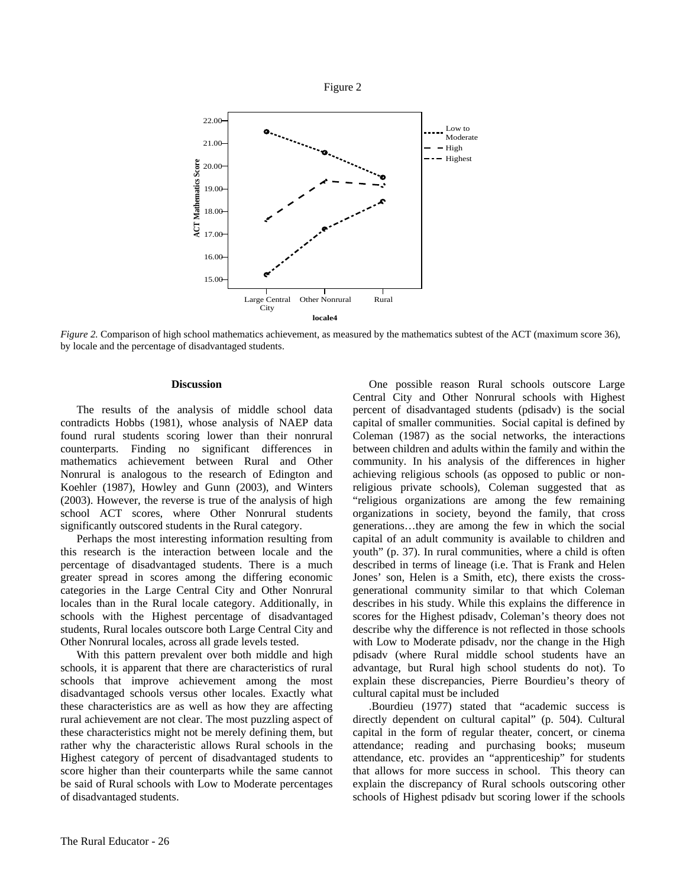Figure 2

*Figure 2.* Comparison of high school mathematics achievement, as measured by the mathematics subtest of the ACT (maximum score 36), by locale and the percentage of disadvantaged students.

## Discussion

The results of the analysis of middle school data contradicts Hobbs (1981), whose analysis of NAEP data found rural students scoring lower than their nonrural counterparts. Finding no significant differences in mathematics achievement between Rural and Other Nonrural is analogous to the research of Edington and Koehler (1987), Howley and Gunn (2003), and Winters (2003). However, the reverse is true of the analysis of high school ACT scores, where Other Nonrural students significantly outscored students in the Rural category.

Perhaps the most interesting information resulting from this research is the interaction between locale and the percentage of disadvantaged students. There is a much greater spread in scores among the differing economic categories in the Large Central City and Other Nonrural locales than in the Rural locale category. Additionally, in schools with the Highest percentage of disadvantaged students, Rural locales outscore both Large Central City and Other Nonrural locales, across all grade levels tested.

With this pattern prevalent over both middle and high schools, it is apparent that there are characteristics of rural schools that improve achievement among the most disadvantaged schools versus other locales. Exactly what these characteristics are as well as how they are affecting rural achievement are not clear. The most puzzling aspect of these characteristics might not be merely defining them, but rather why the characteristic allows Rural schools in the Highest category of percent of disadvantaged students to score higher than their counterparts while the same cannot be said of Rural schools with Low to Moderate percentages of disadvantaged students.

One possible reason Rural schools outscore Large Central City and Other Nonrural schools with Highest percent of disadvantaged students (pdisadv) is the social capital of smaller communities. Social capital is defined by Coleman (1987) as the social networks, the interactions between children and adults within the family and within the community. In his analysis of the differences in higher achieving religious schools (as opposed to public or non-religious private schools), Coleman suggested that as "religious organizations are among the few remaining organizations in society, beyond the family, that cross generations…they are among the few in which the social capital of an adult community is available to children and youth" (p. 37). In rural communities, where a child is often described in terms of lineage (i.e. That is Frank and Helen Jones' son, Helen is a Smith, etc), there exists the cross-generational community similar to that which Coleman describes in his study. While this explains the difference in scores for the Highest pdisadv, Coleman's theory does not describe why the difference is not reflected in those schools with Low to Moderate pdisadv, nor the change in the High pdisadv (where Rural middle school students have an advantage, but Rural high school students do not). To explain these discrepancies, Pierre Bourdieu's theory of cultural capital must be included

.Bourdieu (1977) stated that "academic success is directly dependent on cultural capital" (p. 504). Cultural capital in the form of regular theater, concert, or cinema attendance; reading and purchasing books; museum attendance, etc. provides an "apprenticeship" for students that allows for more success in school. This theory can explain the discrepancy of Rural schools outscoring other schools of Highest pdisadv but scoring lower if the schools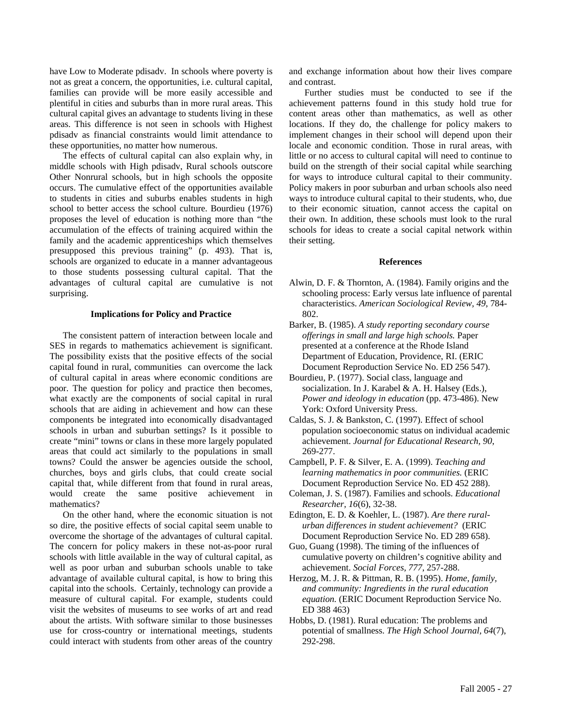have Low to Moderate pdisadv. In schools where poverty is not as great a concern, the opportunities, i.e. cultural capital, families can provide will be more easily accessible and plentiful in cities and suburbs than in more rural areas. This cultural capital gives an advantage to students living in these areas. This difference is not seen in schools with Highest pdisadv as financial constraints would limit attendance to these opportunities, no matter how numerous.

The effects of cultural capital can also explain why, in middle schools with High pdisadv, Rural schools outscore Other Nonrural schools, but in high schools the opposite occurs. The cumulative effect of the opportunities available to students in cities and suburbs enables students in high school to better access the school culture. Bourdieu (1976) proposes the level of education is nothing more than "the accumulation of the effects of training acquired within the family and the academic apprenticeships which themselves presupposed this previous training" (p. 493). That is, schools are organized to educate in a manner advantageous to those students possessing cultural capital. That the advantages of cultural capital are cumulative is not surprising.

### Implications for Policy and Practice

The consistent pattern of interaction between locale and SES in regards to mathematics achievement is significant. The possibility exists that the positive effects of the social capital found in rural, communities can overcome the lack of cultural capital in areas where economic conditions are poor. The question for policy and practice then becomes, what exactly are the components of social capital in rural schools that are aiding in achievement and how can these components be integrated into economically disadvantaged schools in urban and suburban settings? Is it possible to create "mini" towns or clans in these more largely populated areas that could act similarly to the populations in small towns? Could the answer be agencies outside the school, churches, boys and girls clubs, that could create social capital that, while different from that found in rural areas, would create the same positive achievement in mathematics?

On the other hand, where the economic situation is not so dire, the positive effects of social capital seem unable to overcome the shortage of the advantages of cultural capital. The concern for policy makers in these not-as-poor rural schools with little available in the way of cultural capital, as well as poor urban and suburban schools unable to take advantage of available cultural capital, is how to bring this capital into the schools. Certainly, technology can provide a measure of cultural capital. For example, students could visit the websites of museums to see works of art and read about the artists. With software similar to those businesses use for cross-country or international meetings, students could interact with students from other areas of the country and exchange information about how their lives compare and contrast.

Further studies must be conducted to see if the achievement patterns found in this study hold true for content areas other than mathematics, as well as other locations. If they do, the challenge for policy makers to implement changes in their school will depend upon their locale and economic condition. Those in rural areas, with little or no access to cultural capital will need to continue to build on the strength of their social capital while searching for ways to introduce cultural capital to their community. Policy makers in poor suburban and urban schools also need ways to introduce cultural capital to their students, who, due to their economic situation, cannot access the capital on their own. In addition, these schools must look to the rural schools for ideas to create a social capital network within their setting.

### References

Alwin, D. F. & Thornton, A. (1984). Family origins and the schooling process: Early versus late influence of parental characteristics. *American Sociological Review, 49*, 784-802.

Barker, B. (1985). *A study reporting secondary course offerings in small and large high schools.* Paper presented at a conference at the Rhode Island Department of Education, Providence, RI. (ERIC Document Reproduction Service No. ED 256 547).

Bourdieu, P. (1977). Social class, language and socialization. In J. Karabel & A. H. Halsey (Eds.), *Power and ideology in education* (pp. 473-486). New York: Oxford University Press.

Caldas, S. J. & Bankston, C. (1997). Effect of school population socioeconomic status on individual academic achievement. *Journal for Educational Research, 90*, 269-277.

Campbell, P. F. & Silver, E. A. (1999). *Teaching and learning mathematics in poor communities.* (ERIC Document Reproduction Service No. ED 452 288).

Coleman, J. S. (1987). Families and schools. *Educational Researcher, 16*(6), 32-38.

Edington, E. D. & Koehler, L. (1987). *Are there rural-urban differences in student achievement?* (ERIC Document Reproduction Service No. ED 289 658).

Guo, Guang (1998). The timing of the influences of cumulative poverty on children's cognitive ability and achievement. *Social Forces, 777*, 257-288.

Herzog, M. J. R. & Pittman, R. B. (1995). *Home, family, and community: Ingredients in the rural education equation.* (ERIC Document Reproduction Service No. ED 388 463)

Hobbs, D. (1981). Rural education: The problems and potential of smallness. *The High School Journal, 64*(7), 292-298.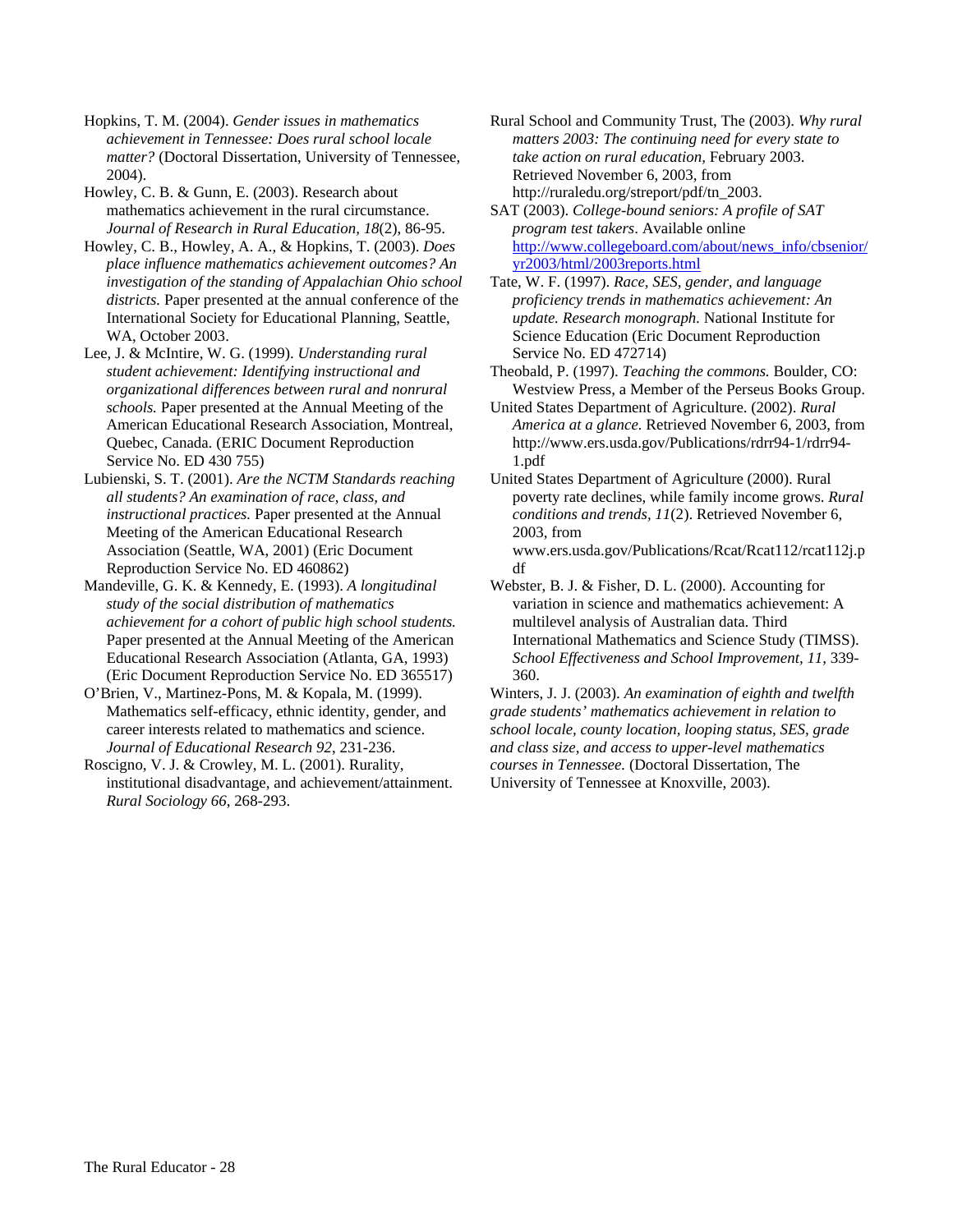Hopkins, T. M. (2004). *Gender issues in mathematics achievement in Tennessee: Does rural school locale matter?* (Doctoral Dissertation, University of Tennessee, 2004).

Howley, C. B. & Gunn, E. (2003). Research about mathematics achievement in the rural circumstance. *Journal of Research in Rural Education, 18*(2), 86-95.

Howley, C. B., Howley, A. A., & Hopkins, T. (2003). *Does place influence mathematics achievement outcomes? An investigation of the standing of Appalachian Ohio school districts.* Paper presented at the annual conference of the International Society for Educational Planning, Seattle, WA, October 2003.

Lee, J. & McIntire, W. G. (1999). *Understanding rural student achievement: Identifying instructional and organizational differences between rural and nonrural schools.* Paper presented at the Annual Meeting of the American Educational Research Association, Montreal, Quebec, Canada. (ERIC Document Reproduction Service No. ED 430 755)

Lubienski, S. T. (2001). *Are the NCTM Standards reaching all students? An examination of race, class, and instructional practices.* Paper presented at the Annual Meeting of the American Educational Research Association (Seattle, WA, 2001) (Eric Document Reproduction Service No. ED 460862)

Mandeville, G. K. & Kennedy, E. (1993). *A longitudinal study of the social distribution of mathematics achievement for a cohort of public high school students.* Paper presented at the Annual Meeting of the American Educational Research Association (Atlanta, GA, 1993) (Eric Document Reproduction Service No. ED 365517)

O'Brien, V., Martinez-Pons, M. & Kopala, M. (1999). Mathematics self-efficacy, ethnic identity, gender, and career interests related to mathematics and science. *Journal of Educational Research 92*, 231-236.

Roscigno, V. J. & Crowley, M. L. (2001). Rurality, institutional disadvantage, and achievement/attainment. *Rural Sociology 66*, 268-293.

Rural School and Community Trust, The (2003). *Why rural matters 2003: The continuing need for every state to take action on rural education*, February 2003. Retrieved November 6, 2003, from http://ruraledu.org/streport/pdf/tn_2003.

SAT (2003). *College-bound seniors: A profile of SAT program test takers*. Available online http://www.collegeboard.com/about/news_info/cbsenior/yr2003/html/2003reports.html

Tate, W. F. (1997). *Race, SES, gender, and language proficiency trends in mathematics achievement: An update. Research monograph.* National Institute for Science Education (Eric Document Reproduction Service No. ED 472714)

Theobald, P. (1997). *Teaching the commons.* Boulder, CO: Westview Press, a Member of the Perseus Books Group.

United States Department of Agriculture. (2002). *Rural America at a glance.* Retrieved November 6, 2003, from http://www.ers.usda.gov/Publications/rdrr94-1/rdrr94-1.pdf

United States Department of Agriculture (2000). Rural poverty rate declines, while family income grows. *Rural conditions and trends, 11*(2). Retrieved November 6, 2003, from www.ers.usda.gov/Publications/Rcat/Rcat112/rcat112j.pdf

Webster, B. J. & Fisher, D. L. (2000). Accounting for variation in science and mathematics achievement: A multilevel analysis of Australian data. Third International Mathematics and Science Study (TIMSS). *School Effectiveness and School Improvement, 11*, 339-360.

Winters, J. J. (2003). *An examination of eighth and twelfth grade students' mathematics achievement in relation to school locale, county location, looping status, SES, grade and class size, and access to upper-level mathematics courses in Tennessee.* (Doctoral Dissertation, The University of Tennessee at Knoxville, 2003).